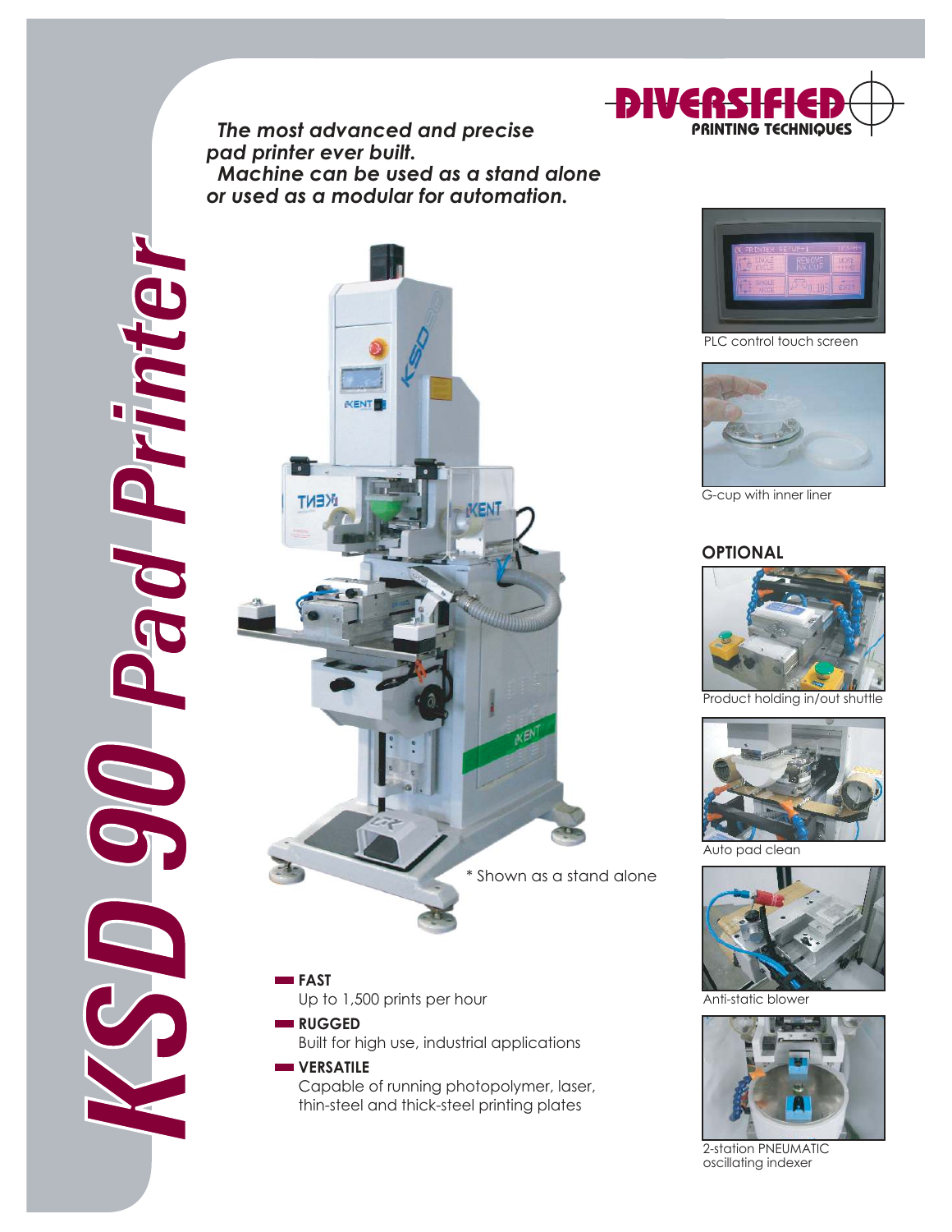# KSD 90 Pad Printer

**DIVERSIFIED**
**PRINTING TECHNIQUES**

*The most advanced and precise pad printer ever built.*
*Machine can be used as a stand alone or used as a modular for automation.*

\* Shown as a stand alone

PLC control touch screen

G-cup with inner liner

## OPTIONAL

Product holding in/out shuttle

Auto pad clean

Anti-static blower

2-station PNEUMATIC oscillating indexer

- **FAST**
  Up to 1,500 prints per hour
- **RUGGED**
  Built for high use, industrial applications
- **VERSATILE**
  Capable of running photopolymer, laser, thin-steel and thick-steel printing plates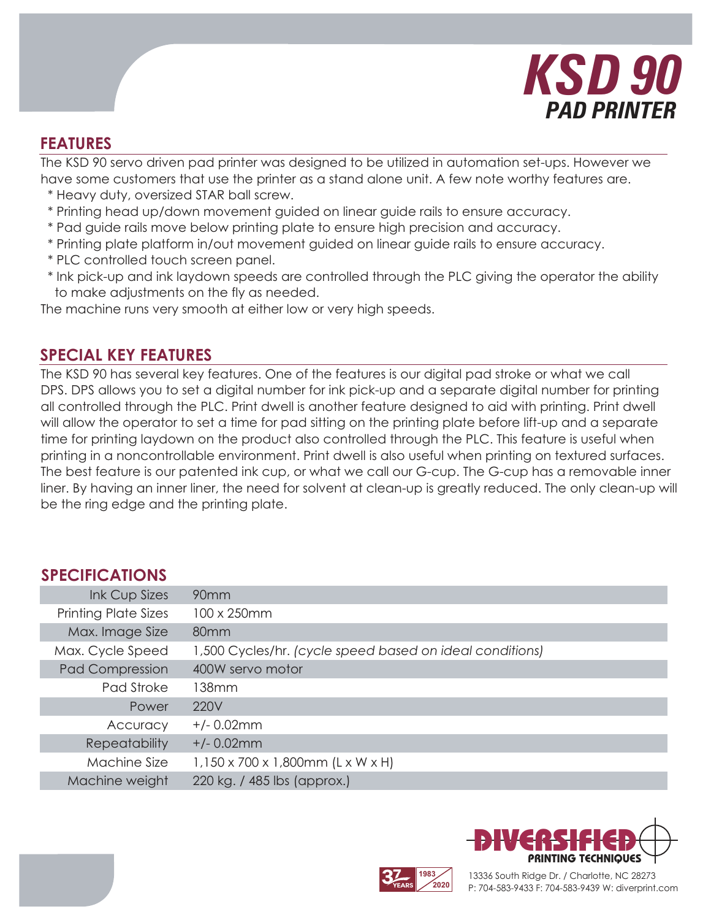# KSD 90

## PAD PRINTER

## FEATURES

The KSD 90 servo driven pad printer was designed to be utilized in automation set-ups. However we have some customers that use the printer as a stand alone unit. A few note worthy features are.

* Heavy duty, oversized STAR ball screw.
* Printing head up/down movement guided on linear guide rails to ensure accuracy.
* Pad guide rails move below printing plate to ensure high precision and accuracy.
* Printing plate platform in/out movement guided on linear guide rails to ensure accuracy.
* PLC controlled touch screen panel.
* Ink pick-up and ink laydown speeds are controlled through the PLC giving the operator the ability to make adjustments on the fly as needed.

The machine runs very smooth at either low or very high speeds.

## SPECIAL KEY FEATURES

The KSD 90 has several key features. One of the features is our digital pad stroke or what we call DPS. DPS allows you to set a digital number for ink pick-up and a separate digital number for printing all controlled through the PLC. Print dwell is another feature designed to aid with printing. Print dwell will allow the operator to set a time for pad sitting on the printing plate before lift-up and a separate time for printing laydown on the product also controlled through the PLC. This feature is useful when printing in a noncontrollable environment. Print dwell is also useful when printing on textured surfaces. The best feature is our patented ink cup, or what we call our G-cup. The G-cup has a removable inner liner. By having an inner liner, the need for solvent at clean-up is greatly reduced. The only clean-up will be the ring edge and the printing plate.

## SPECIFICATIONS

| | |
|---|---|
| Ink Cup Sizes | 90mm |
| Printing Plate Sizes | 100 x 250mm |
| Max. Image Size | 80mm |
| Max. Cycle Speed | 1,500 Cycles/hr. *(cycle speed based on ideal conditions)* |
| Pad Compression | 400W servo motor |
| Pad Stroke | 138mm |
| Power | 220V |
| Accuracy | +/- 0.02mm |
| Repeatability | +/- 0.02mm |
| Machine Size | 1,150 x 700 x 1,800mm (L x W x H) |
| Machine weight | 220 kg. / 485 lbs (approx.) |

DIVERSIFIED PRINTING TECHNIQUES

37 YEARS 1983 2020

13336 South Ridge Dr. / Charlotte, NC 28273
P: 704-583-9433 F: 704-583-9439 W: diverprint.com